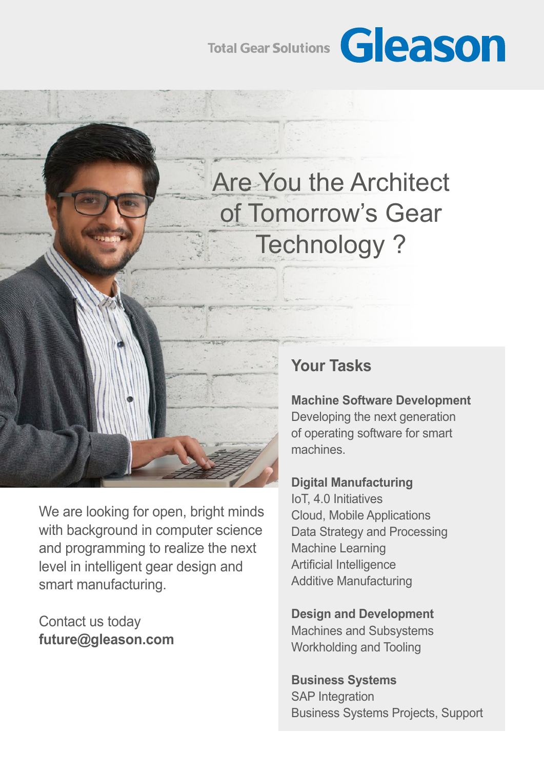Total Gear Solutions **Gleason**

# Are You the Architect of Tomorrow's Gear Technology ?

We are looking for open, bright minds with background in computer science and programming to realize the next level in intelligent gear design and smart manufacturing.

Contact us today
**future@gleason.com**

## Your Tasks

**Machine Software Development**
Developing the next generation of operating software for smart machines.

**Digital Manufacturing**
IoT, 4.0 Initiatives
Cloud, Mobile Applications
Data Strategy and Processing
Machine Learning
Artificial Intelligence
Additive Manufacturing

**Design and Development**
Machines and Subsystems
Workholding and Tooling

**Business Systems**
SAP Integration
Business Systems Projects, Support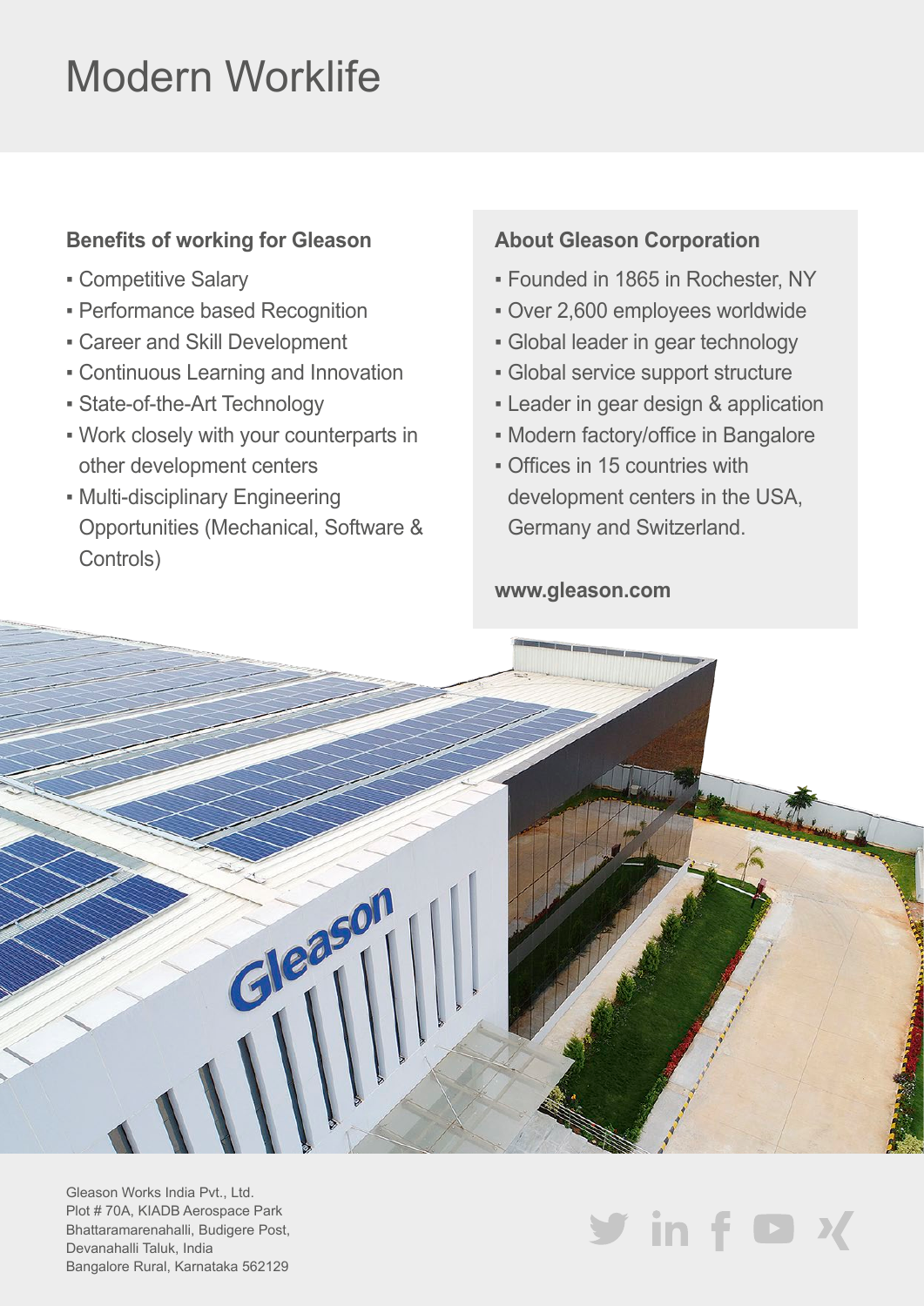# Modern Worklife

### Benefits of working for Gleason

- Competitive Salary
- Performance based Recognition
- Career and Skill Development
- Continuous Learning and Innovation
- State-of-the-Art Technology
- Work closely with your counterparts in other development centers
- Multi-disciplinary Engineering Opportunities (Mechanical, Software & Controls)

### About Gleason Corporation

- Founded in 1865 in Rochester, NY
- Over 2,600 employees worldwide
- Global leader in gear technology
- Global service support structure
- Leader in gear design & application
- Modern factory/office in Bangalore
- Offices in 15 countries with development centers in the USA, Germany and Switzerland.

**www.gleason.com**

Gleason Works India Pvt., Ltd.
Plot # 70A, KIADB Aerospace Park
Bhattaramarenahalli, Budigere Post,
Devanahalli Taluk, India
Bangalore Rural, Karnataka 562129